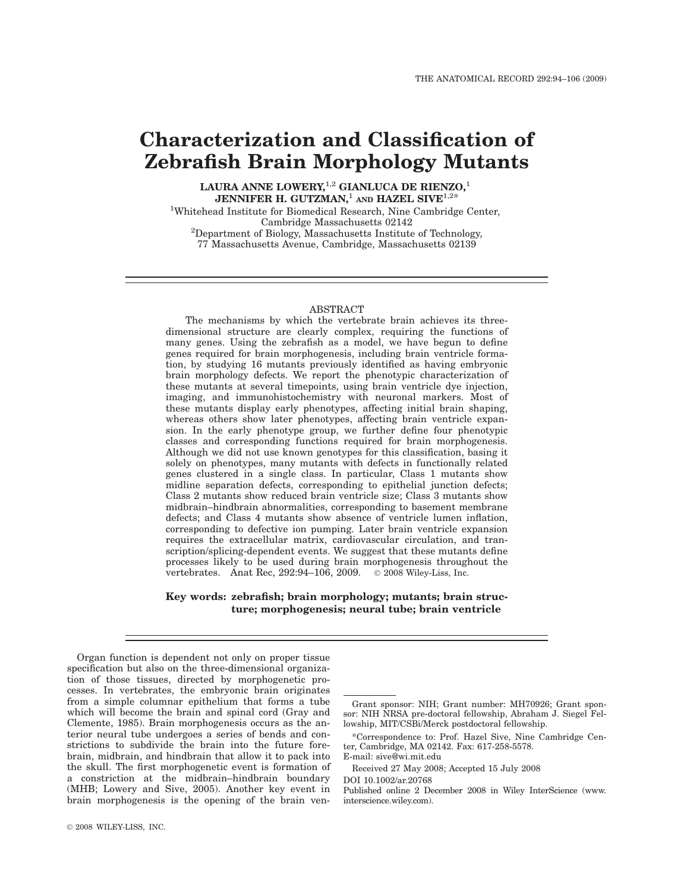# Characterization and Classification of Zebrafish Brain Morphology Mutants

**LAURA ANNE LOWERY,[1,2] GIANLUCA DE RIENZO,[1] JENNIFER H. GUTZMAN,[1] AND HAZEL SIVE[1,2]***

[1]Whitehead Institute for Biomedical Research, Nine Cambridge Center, Cambridge Massachusetts 02142

[2]Department of Biology, Massachusetts Institute of Technology, 77 Massachusetts Avenue, Cambridge, Massachusetts 02139

## ABSTRACT

The mechanisms by which the vertebrate brain achieves its three-dimensional structure are clearly complex, requiring the functions of many genes. Using the zebrafish as a model, we have begun to define genes required for brain morphogenesis, including brain ventricle formation, by studying 16 mutants previously identified as having embryonic brain morphology defects. We report the phenotypic characterization of these mutants at several timepoints, using brain ventricle dye injection, imaging, and immunohistochemistry with neuronal markers. Most of these mutants display early phenotypes, affecting initial brain shaping, whereas others show later phenotypes, affecting brain ventricle expansion. In the early phenotype group, we further define four phenotypic classes and corresponding functions required for brain morphogenesis. Although we did not use known genotypes for this classification, basing it solely on phenotypes, many mutants with defects in functionally related genes clustered in a single class. In particular, Class 1 mutants show midline separation defects, corresponding to epithelial junction defects; Class 2 mutants show reduced brain ventricle size; Class 3 mutants show midbrain–hindbrain abnormalities, corresponding to basement membrane defects; and Class 4 mutants show absence of ventricle lumen inflation, corresponding to defective ion pumping. Later brain ventricle expansion requires the extracellular matrix, cardiovascular circulation, and transcription/splicing-dependent events. We suggest that these mutants define processes likely to be used during brain morphogenesis throughout the vertebrates. Anat Rec, 292:94–106, 2009. © 2008 Wiley-Liss, Inc.

**Key words: zebrafish; brain morphology; mutants; brain structure; morphogenesis; neural tube; brain ventricle**

Organ function is dependent not only on proper tissue specification but also on the three-dimensional organization of those tissues, directed by morphogenetic processes. In vertebrates, the embryonic brain originates from a simple columnar epithelium that forms a tube which will become the brain and spinal cord (Gray and Clemente, 1985). Brain morphogenesis occurs as the anterior neural tube undergoes a series of bends and constrictions to subdivide the brain into the future forebrain, midbrain, and hindbrain that allow it to pack into the skull. The first morphogenetic event is formation of a constriction at the midbrain–hindbrain boundary (MHB; Lowery and Sive, 2005). Another key event in brain morphogenesis is the opening of the brain ven-

Grant sponsor: NIH; Grant number: MH70926; Grant sponsor: NIH NRSA pre-doctoral fellowship, Abraham J. Siegel Fellowship, MIT/CSBi/Merck postdoctoral fellowship.

*Correspondence to: Prof. Hazel Sive, Nine Cambridge Center, Cambridge, MA 02142. Fax: 617-258-5578. E-mail: sive@wi.mit.edu

Received 27 May 2008; Accepted 15 July 2008

DOI 10.1002/ar.20768

Published online 2 December 2008 in Wiley InterScience (www.interscience.wiley.com).

© 2008 WILEY-LISS, INC.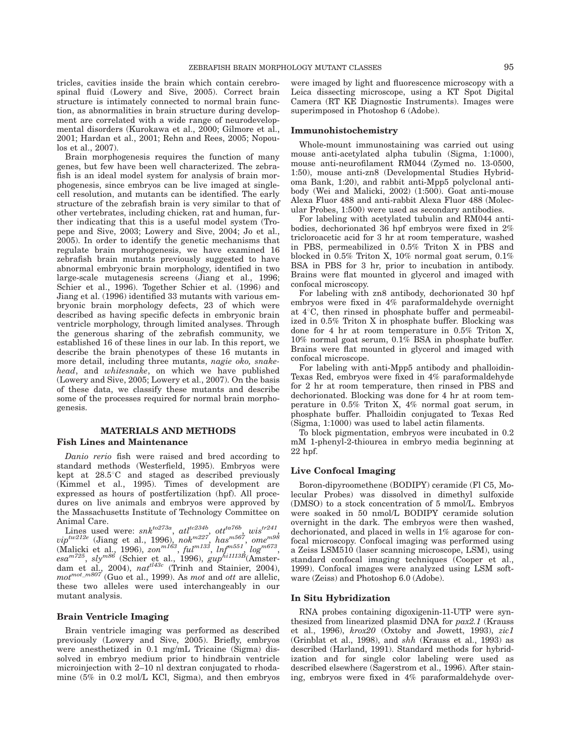tricles, cavities inside the brain which contain cerebrospinal fluid (Lowery and Sive, 2005). Correct brain structure is intimately connected to normal brain function, as abnormalities in brain structure during development are correlated with a wide range of neurodevelopmental disorders (Kurokawa et al., 2000; Gilmore et al., 2001; Hardan et al., 2001; Rehn and Rees, 2005; Nopoulos et al., 2007).

Brain morphogenesis requires the function of many genes, but few have been well characterized. The zebrafish is an ideal model system for analysis of brain morphogenesis, since embryos can be live imaged at single-cell resolution, and mutants can be identified. The early structure of the zebrafish brain is very similar to that of other vertebrates, including chicken, rat and human, further indicating that this is a useful model system (Tropepe and Sive, 2003; Lowery and Sive, 2004; Jo et al., 2005). In order to identify the genetic mechanisms that regulate brain morphogenesis, we have examined 16 zebrafish brain mutants previously suggested to have abnormal embryonic brain morphology, identified in two large-scale mutagenesis screens (Jiang et al., 1996; Schier et al., 1996). Together Schier et al. (1996) and Jiang et al. (1996) identified 33 mutants with various embryonic brain morphology defects, 23 of which were described as having specific defects in embryonic brain ventricle morphology, through limited analyses. Through the generous sharing of the zebrafish community, we established 16 of these lines in our lab. In this report, we describe the brain phenotypes of these 16 mutants in more detail, including three mutants, *nagie oko, snakehead*, and *whitesnake*, on which we have published (Lowery and Sive, 2005; Lowery et al., 2007). On the basis of these data, we classify these mutants and describe some of the processes required for normal brain morphogenesis.

## MATERIALS AND METHODS

### Fish Lines and Maintenance

*Danio rerio* fish were raised and bred according to standard methods (Westerfield, 1995). Embryos were kept at 28.5°C and staged as described previously (Kimmel et al., 1995). Times of development are expressed as hours of postfertilization (hpf). All procedures on live animals and embryos were approved by the Massachusetts Institute of Technology Committee on Animal Care.

Lines used were: $snk^{to273a}$, $atl^{tc234b}$, $ott^{ta76b}$, $wis^{tr241}$, $vip^{tw212e}$ (Jiang et al., 1996), $nok^{m227}$, $has^{m567}$, $ome^{m98}$ (Malicki et al., 1996), $zon^{m163}$, $ful^{m133}$, $lnf^{m551}$, $log^{m673}$, $esa^{m725}$, $sly^{m86}$ (Schier et al., 1996), $gup^{hi1113B}$ (Amsterdam et al., 2004), $nat^{tl43c}$ (Trinh and Stainier, 2004), $mot^{mot\_m807}$ (Guo et al., 1999). As *mot* and *ott* are allelic, these two alleles were used interchangeably in our mutant analysis.

### Brain Ventricle Imaging

Brain ventricle imaging was performed as described previously (Lowery and Sive, 2005). Briefly, embryos were anesthetized in 0.1 mg/mL Tricaine (Sigma) dissolved in embryo medium prior to hindbrain ventricle microinjection with 2–10 nl dextran conjugated to rhodamine (5% in 0.2 mol/L KCl, Sigma), and then embryos were imaged by light and fluorescence microscopy with a Leica dissecting microscope, using a KT Spot Digital Camera (RT KE Diagnostic Instruments). Images were superimposed in Photoshop 6 (Adobe).

### Immunohistochemistry

Whole-mount immunostaining was carried out using mouse anti-acetylated alpha tubulin (Sigma, 1:1000), mouse anti-neurofilament RM044 (Zymed no. 13-0500, 1:50), mouse anti-zn8 (Developmental Studies Hybridoma Bank, 1:20), and rabbit anti-Mpp5 polyclonal antibody (Wei and Malicki, 2002) (1:500). Goat anti-mouse Alexa Fluor 488 and anti-rabbit Alexa Fluor 488 (Molecular Probes, 1:500) were used as secondary antibodies.

For labeling with acetylated tubulin and RM044 antibodies, dechorionated 36 hpf embryos were fixed in 2% tricloroacetic acid for 3 hr at room temperature, washed in PBS, permeabilized in 0.5% Triton X in PBS and blocked in 0.5% Triton X, 10% normal goat serum, 0.1% BSA in PBS for 3 hr, prior to incubation in antibody. Brains were flat mounted in glycerol and imaged with confocal microscopy.

For labeling with zn8 antibody, dechorionated 30 hpf embryos were fixed in 4% paraformaldehyde overnight at 4°C, then rinsed in phosphate buffer and permeabilized in 0.5% Triton X in phosphate buffer. Blocking was done for 4 hr at room temperature in 0.5% Triton X, 10% normal goat serum, 0.1% BSA in phosphate buffer. Brains were flat mounted in glycerol and imaged with confocal microscope.

For labeling with anti-Mpp5 antibody and phalloidin-Texas Red, embryos were fixed in 4% paraformaldehyde for 2 hr at room temperature, then rinsed in PBS and dechorionated. Blocking was done for 4 hr at room temperature in 0.5% Triton X, 4% normal goat serum, in phosphate buffer. Phalloidin conjugated to Texas Red (Sigma, 1:1000) was used to label actin filaments.

To block pigmentation, embryos were incubated in 0.2 mM 1-phenyl-2-thiourea in embryo media beginning at 22 hpf.

### Live Confocal Imaging

Boron-dipyroomethene (BODIPY) ceramide (Fl C5, Molecular Probes) was dissolved in dimethyl sulfoxide (DMSO) to a stock concentration of 5 mmol/L. Embryos were soaked in 50 nmol/L BODIPY ceramide solution overnight in the dark. The embryos were then washed, dechorionated, and placed in wells in 1% agarose for confocal microscopy. Confocal imaging was performed using a Zeiss LSM510 (laser scanning microscope, LSM), using standard confocal imaging techniques (Cooper et al., 1999). Confocal images were analyzed using LSM software (Zeiss) and Photoshop 6.0 (Adobe).

### In Situ Hybridization

RNA probes containing digoxigenin-11-UTP were synthesized from linearized plasmid DNA for *pax2.1* (Krauss et al., 1996), *krox20* (Oxtoby and Jowett, 1993), *zic1* (Grinblat et al., 1998), and *shh* (Krauss et al., 1993) as described (Harland, 1991). Standard methods for hybridization and for single color labeling were used as described elsewhere (Sagerstrom et al., 1996). After staining, embryos were fixed in 4% paraformaldehyde over-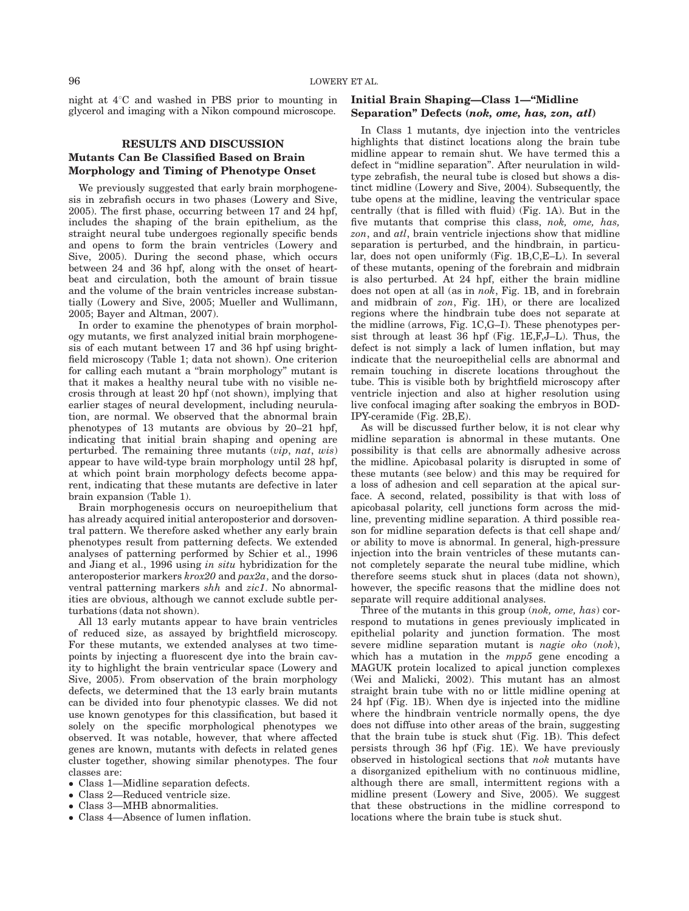night at 4°C and washed in PBS prior to mounting in glycerol and imaging with a Nikon compound microscope.

## RESULTS AND DISCUSSION

### Mutants Can Be Classified Based on Brain Morphology and Timing of Phenotype Onset

We previously suggested that early brain morphogenesis in zebrafish occurs in two phases (Lowery and Sive, 2005). The first phase, occurring between 17 and 24 hpf, includes the shaping of the brain epithelium, as the straight neural tube undergoes regionally specific bends and opens to form the brain ventricles (Lowery and Sive, 2005). During the second phase, which occurs between 24 and 36 hpf, along with the onset of heartbeat and circulation, both the amount of brain tissue and the volume of the brain ventricles increase substantially (Lowery and Sive, 2005; Mueller and Wullimann, 2005; Bayer and Altman, 2007).

In order to examine the phenotypes of brain morphology mutants, we first analyzed initial brain morphogenesis of each mutant between 17 and 36 hpf using brightfield microscopy (Table 1; data not shown). One criterion for calling each mutant a "brain morphology" mutant is that it makes a healthy neural tube with no visible necrosis through at least 20 hpf (not shown), implying that earlier stages of neural development, including neurulation, are normal. We observed that the abnormal brain phenotypes of 13 mutants are obvious by 20–21 hpf, indicating that initial brain shaping and opening are perturbed. The remaining three mutants (*vip*, *nat*, *wis*) appear to have wild-type brain morphology until 28 hpf, at which point brain morphology defects become apparent, indicating that these mutants are defective in later brain expansion (Table 1).

Brain morphogenesis occurs on neuroepithelium that has already acquired initial anteroposterior and dorsoventral pattern. We therefore asked whether any early brain phenotypes result from patterning defects. We extended analyses of patterning performed by Schier et al., 1996 and Jiang et al., 1996 using *in situ* hybridization for the anteroposterior markers *krox20* and *pax2a*, and the dorsoventral patterning markers *shh* and *zic1*. No abnormalities are obvious, although we cannot exclude subtle perturbations (data not shown).

All 13 early mutants appear to have brain ventricles of reduced size, as assayed by brightfield microscopy. For these mutants, we extended analyses at two timepoints by injecting a fluorescent dye into the brain cavity to highlight the brain ventricular space (Lowery and Sive, 2005). From observation of the brain morphology defects, we determined that the 13 early brain mutants can be divided into four phenotypic classes. We did not use known genotypes for this classification, but based it solely on the specific morphological phenotypes we observed. It was notable, however, that where affected genes are known, mutants with defects in related genes cluster together, showing similar phenotypes. The four classes are:

- Class 1—Midline separation defects.
- Class 2—Reduced ventricle size.
- Class 3—MHB abnormalities.
- Class 4—Absence of lumen inflation.

### Initial Brain Shaping—Class 1—"Midline Separation" Defects (*nok, ome, has, zon, atl*)

In Class 1 mutants, dye injection into the ventricles highlights that distinct locations along the brain tube midline appear to remain shut. We have termed this a defect in "midline separation". After neurulation in wildtype zebrafish, the neural tube is closed but shows a distinct midline (Lowery and Sive, 2004). Subsequently, the tube opens at the midline, leaving the ventricular space centrally (that is filled with fluid) (Fig. 1A). But in the five mutants that comprise this class, *nok, ome, has, zon*, and *atl*, brain ventricle injections show that midline separation is perturbed, and the hindbrain, in particular, does not open uniformly (Fig. 1B,C,E–L). In several of these mutants, opening of the forebrain and midbrain is also perturbed. At 24 hpf, either the brain midline does not open at all (as in *nok*, Fig. 1B, and in forebrain and midbrain of *zon*, Fig. 1H), or there are localized regions where the hindbrain tube does not separate at the midline (arrows, Fig. 1C,G–I). These phenotypes persist through at least 36 hpf (Fig. 1E,F,J–L). Thus, the defect is not simply a lack of lumen inflation, but may indicate that the neuroepithelial cells are abnormal and remain touching in discrete locations throughout the tube. This is visible both by brightfield microscopy after ventricle injection and also at higher resolution using live confocal imaging after soaking the embryos in BODIPY-ceramide (Fig. 2B,E).

As will be discussed further below, it is not clear why midline separation is abnormal in these mutants. One possibility is that cells are abnormally adhesive across the midline. Apicobasal polarity is disrupted in some of these mutants (see below) and this may be required for a loss of adhesion and cell separation at the apical surface. A second, related, possibility is that with loss of apicobasal polarity, cell junctions form across the midline, preventing midline separation. A third possible reason for midline separation defects is that cell shape and/or ability to move is abnormal. In general, high-pressure injection into the brain ventricles of these mutants cannot completely separate the neural tube midline, which therefore seems stuck shut in places (data not shown), however, the specific reasons that the midline does not separate will require additional analyses.

Three of the mutants in this group (*nok, ome, has*) correspond to mutations in genes previously implicated in epithelial polarity and junction formation. The most severe midline separation mutant is *nagie oko* (*nok*), which has a mutation in the *mpp5* gene encoding a MAGUK protein localized to apical junction complexes (Wei and Malicki, 2002). This mutant has an almost straight brain tube with no or little midline opening at 24 hpf (Fig. 1B). When dye is injected into the midline where the hindbrain ventricle normally opens, the dye does not diffuse into other areas of the brain, suggesting that the brain tube is stuck shut (Fig. 1B). This defect persists through 36 hpf (Fig. 1E). We have previously observed in histological sections that *nok* mutants have a disorganized epithelium with no continuous midline, although there are small, intermittent regions with a midline present (Lowery and Sive, 2005). We suggest that these obstructions in the midline correspond to locations where the brain tube is stuck shut.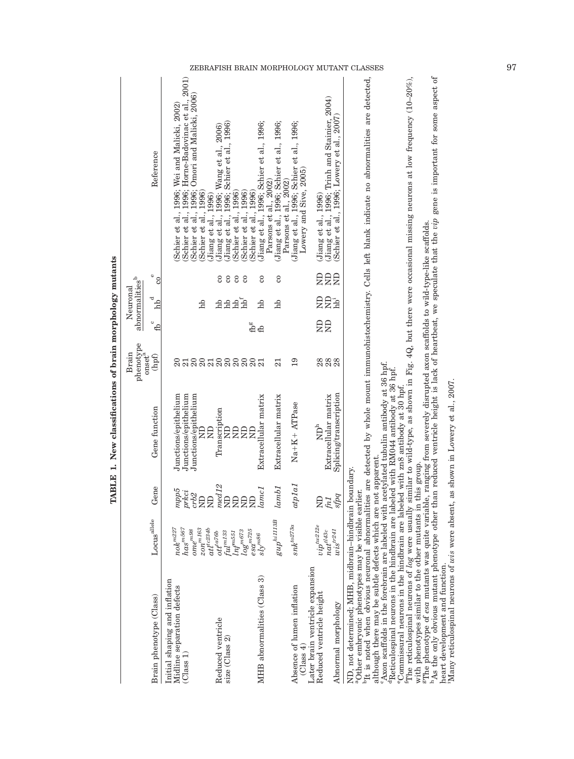**TABLE 1. New classifications of brain morphology mutants**

| Brain phenotype (Class) | Locus[allele] | Gene | Gene function | Brain phenotype onset[a] (hpf) | Neuronal abnormalities[b] fb[c] | hb[d] | co[e] | Reference |
|---|---|---|---|---|---|---|---|---|
| Initial shaping and inflation | | | | | | | | |
| Midline separation defects (Class 1) | *nok*[m227] | *mpp5* | Junctions/epithelium | 20 | | | | (Schier et al., 1996; Wei and Malicki, 2002) |
| | *has*[m567] | *prkci* | Junctions/epithelium | 21 | | | | (Schier et al., 1996; Horne-Badovinac et al., 2001) |
| | *ome*[m98] | *crb2* | Junctions/epithelium | 20 | | | | (Schier et al., 1996; Omori and Malicki, 2006) |
| | *zon*[m163] | ND | ND | 20 | | hb | | (Schier et al., 1996) |
| | *atl*[tc234b] | ND | ND | 21 | | | | (Jiang et al., 1996) |
| Reduced ventricle size (Class 2) | *ott*[ta76b] | *med12* | Transcription | 20 | | hb | co | (Jiang et al., 1996; Wang et al., 2006) |
| | *ful*[m133] | ND | ND | 20 | | hb | co | (Jiang et al., 1996; Schier et al., 1996) |
| | *lnf*[m551] | ND | ND | 20 | | hb | co | (Schier et al., 1996) |
| | *log*[m673] | ND | ND | 20 | | hb[f] | co | (Schier et al., 1996) |
| | *esa*[m725] | ND | ND | 20 | fb[g] | | | (Schier et al., 1996) |
| MHB abnormalities (Class 3) | *sly*[m86] | *lamc1* | Extracellular matrix | 21 | fb | hb | co | (Jiang et al., 1996; Schier et al., 1996; Parsons et al., 2002) |
| | *gup*[hi1113B] | *lamb1* | Extracellular matrix | 21 | | hb | co | (Jiang et al., 1996; Schier et al., 1996; Parsons et al., 2002) |
| Absence of lumen inflation (Class 4) | *snk*[to273a] | *atp1a1* | Na+K+ ATPase | 19 | | | | (Jiang et al., 1996; Schier et al., 1996; Lowery and Sive, 2005) |
| Later brain ventricle expansion | | | | | | | | |
| Reduced ventricle height | *vip*[tu212e] | ND | ND[h] | 28 | ND | ND | ND | (Jiang et al., 1996) |
| | *nat*[tl43c] | *fn1* | Extracellular matrix | 28 | ND | ND | ND | (Jiang et al., 1996; Trinh and Stainier, 2004) |
| Abnormal morphology | *wis*[tr241] | *sfpq* | Splicing/transcription | 28 | | hb[i] | ND | (Schier et al., 1996; Lowery et al., 2007) |

ND, not determined; MHB, midbrain–hindbrain boundary.
[a]Other embryonic phenotypes may be visible earlier.
[b]It is noted when obvious neuronal abnormalities are detected by whole mount immunohistochemistry. Cells left blank indicate no abnormalities are detected, although there may be subtle defects which are not apparent.
[c]Axon scaffolds in the forebrain are labeled with acetylated tubulin antibody at 36 hpf.
[d]Reticulospinal neurons in the hindbrain are labeled with RM044 antibody at 36 hpf.
[e]Commissural neurons in the hindbrain are labeled with zn8 antibody at 30 hpf.
[f]The reticulospinal neurons of *log* were usually similar to wild-type, as shown in Fig. 4Q, but there were occasional missing neurons at low frequency (10–20%), with phenotypes similar to the other mutants in this group.
[g]The phenotype of *esa* mutants was quite variable, ranging from severely disrupted axon scaffolds to wild-type-like scaffolds.
[h]As the only obvious mutant phenotype other than reduced ventricle height is lack of heartbeat, we speculate that the *vip* gene is important for some aspect of heart development and function.
[i]Many reticulospinal neurons of *wis* were absent, as shown in Lowery et al., 2007.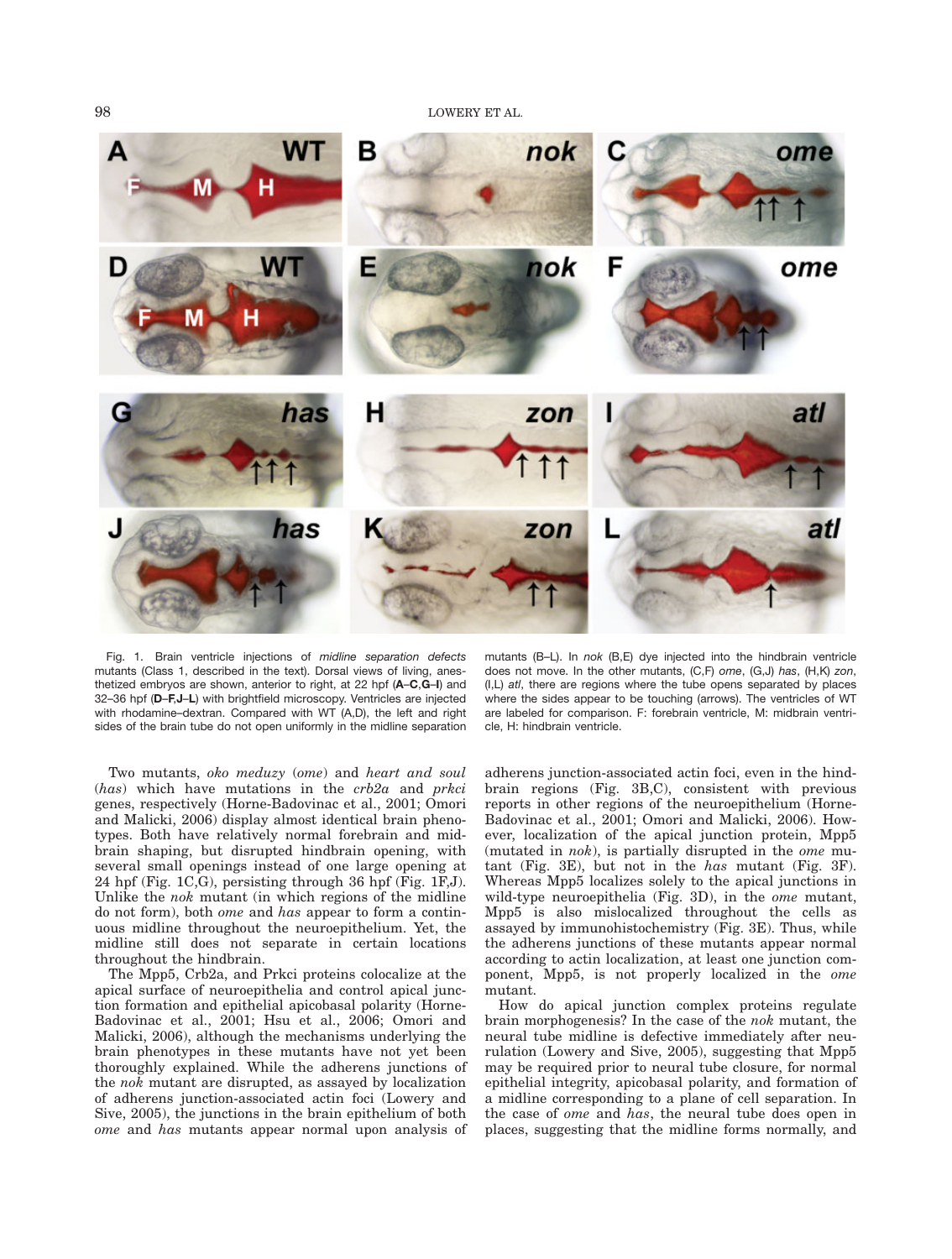Fig. 1. Brain ventricle injections of *midline separation defects* mutants (Class 1, described in the text). Dorsal views of living, anesthetized embryos are shown, anterior to right, at 22 hpf (**A–C**,**G–I**) and 32–36 hpf (**D–F**,**J–L**) with brightfield microscopy. Ventricles are injected with rhodamine–dextran. Compared with WT (A,D), the left and right sides of the brain tube do not open uniformly in the midline separation mutants (B–L). In *nok* (B,E) dye injected into the hindbrain ventricle does not move. In the other mutants, (C,F) *ome*, (G,J) *has*, (H,K) *zon*, (I,L) *atl*, there are regions where the tube opens separated by places where the sides appear to be touching (arrows). The ventricles of WT are labeled for comparison. F: forebrain ventricle, M: midbrain ventricle, H: hindbrain ventricle.

Two mutants, *oko meduzy* (*ome*) and *heart and soul* (*has*) which have mutations in the *crb2a* and *prkci* genes, respectively (Horne-Badovinac et al., 2001; Omori and Malicki, 2006) display almost identical brain phenotypes. Both have relatively normal forebrain and midbrain shaping, but disrupted hindbrain opening, with several small openings instead of one large opening at 24 hpf (Fig. 1C,G), persisting through 36 hpf (Fig. 1F,J). Unlike the *nok* mutant (in which regions of the midline do not form), both *ome* and *has* appear to form a continuous midline throughout the neuroepithelium. Yet, the midline still does not separate in certain locations throughout the hindbrain.

The Mpp5, Crb2a, and Prkci proteins colocalize at the apical surface of neuroepithelia and control apical junction formation and epithelial apicobasal polarity (Horne-Badovinac et al., 2001; Hsu et al., 2006; Omori and Malicki, 2006), although the mechanisms underlying the brain phenotypes in these mutants have not yet been thoroughly explained. While the adherens junctions of the *nok* mutant are disrupted, as assayed by localization of adherens junction-associated actin foci (Lowery and Sive, 2005), the junctions in the brain epithelium of both *ome* and *has* mutants appear normal upon analysis of adherens junction-associated actin foci, even in the hindbrain regions (Fig. 3B,C), consistent with previous reports in other regions of the neuroepithelium (Horne-Badovinac et al., 2001; Omori and Malicki, 2006). However, localization of the apical junction protein, Mpp5 (mutated in *nok*), is partially disrupted in the *ome* mutant (Fig. 3E), but not in the *has* mutant (Fig. 3F). Whereas Mpp5 localizes solely to the apical junctions in wild-type neuroepithelia (Fig. 3D), in the *ome* mutant, Mpp5 is also mislocalized throughout the cells as assayed by immunohistochemistry (Fig. 3E). Thus, while the adherens junctions of these mutants appear normal according to actin localization, at least one junction component, Mpp5, is not properly localized in the *ome* mutant.

How do apical junction complex proteins regulate brain morphogenesis? In the case of the *nok* mutant, the neural tube midline is defective immediately after neurulation (Lowery and Sive, 2005), suggesting that Mpp5 may be required prior to neural tube closure, for normal epithelial integrity, apicobasal polarity, and formation of a midline corresponding to a plane of cell separation. In the case of *ome* and *has*, the neural tube does open in places, suggesting that the midline forms normally, and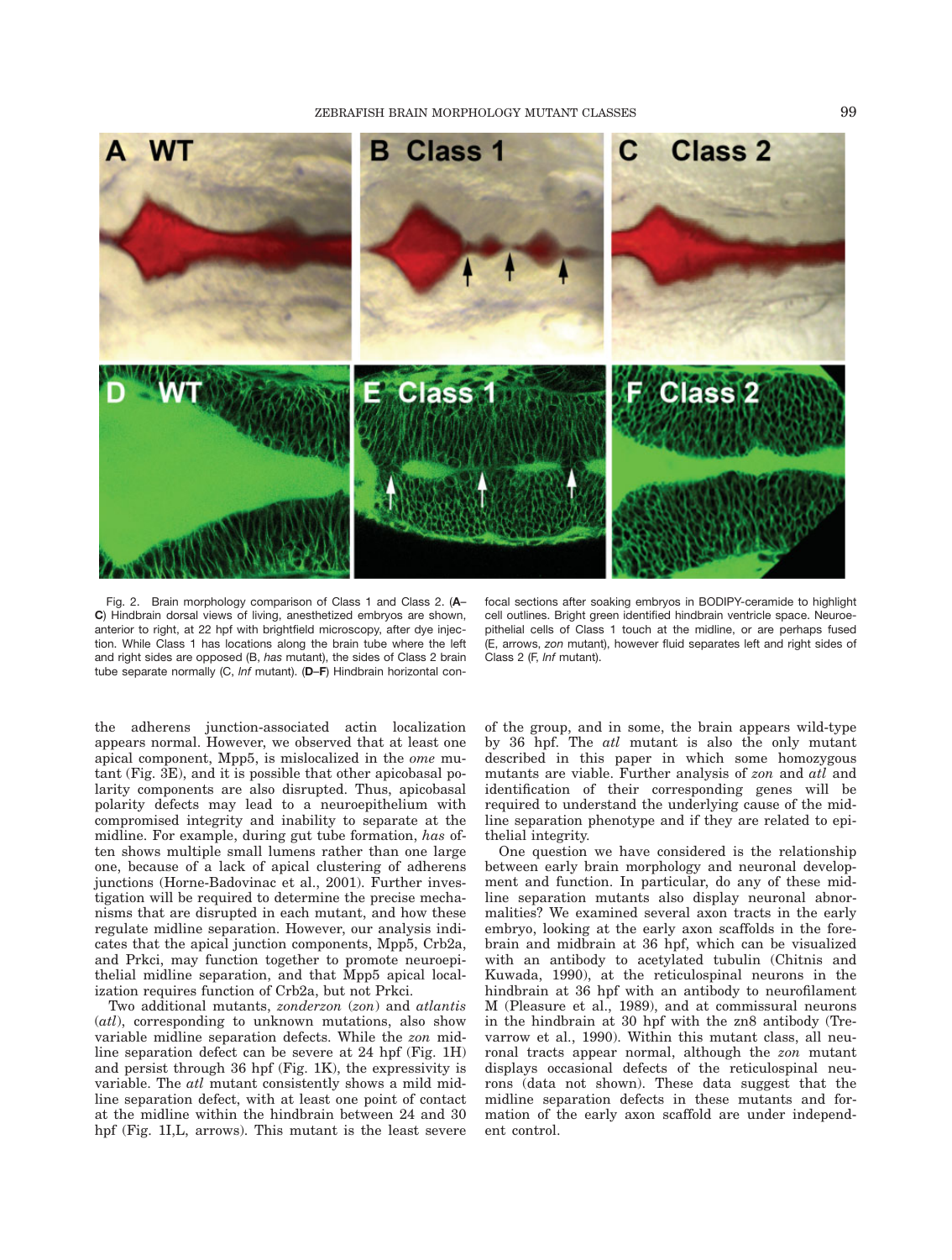Fig. 2. Brain morphology comparison of Class 1 and Class 2. (**A–C**) Hindbrain dorsal views of living, anesthetized embryos are shown, anterior to right, at 22 hpf with brightfield microscopy, after dye injection. While Class 1 has locations along the brain tube where the left and right sides are opposed (B, *has* mutant), the sides of Class 2 brain tube separate normally (C, *lnf* mutant). (**D–F**) Hindbrain horizontal confocal sections after soaking embryos in BODIPY-ceramide to highlight cell outlines. Bright green identified hindbrain ventricle space. Neuroepithelial cells of Class 1 touch at the midline, or are perhaps fused (E, arrows, *zon* mutant), however fluid separates left and right sides of Class 2 (F, *lnf* mutant).

the adherens junction-associated actin localization appears normal. However, we observed that at least one apical component, Mpp5, is mislocalized in the *ome* mutant (Fig. 3E), and it is possible that other apicobasal polarity components are also disrupted. Thus, apicobasal polarity defects may lead to a neuroepithelium with compromised integrity and inability to separate at the midline. For example, during gut tube formation, *has* often shows multiple small lumens rather than one large one, because of a lack of apical clustering of adherens junctions (Horne-Badovinac et al., 2001). Further investigation will be required to determine the precise mechanisms that are disrupted in each mutant, and how these regulate midline separation. However, our analysis indicates that the apical junction components, Mpp5, Crb2a, and Prkci, may function together to promote neuroepithelial midline separation, and that Mpp5 apical localization requires function of Crb2a, but not Prkci.

Two additional mutants, *zonderzon* (*zon*) and *atlantis* (*atl*), corresponding to unknown mutations, also show variable midline separation defects. While the *zon* midline separation defect can be severe at 24 hpf (Fig. 1H) and persist through 36 hpf (Fig. 1K), the expressivity is variable. The *atl* mutant consistently shows a mild midline separation defect, with at least one point of contact at the midline within the hindbrain between 24 and 30 hpf (Fig. 1I,L, arrows). This mutant is the least severe of the group, and in some, the brain appears wild-type by 36 hpf. The *atl* mutant is also the only mutant described in this paper in which some homozygous mutants are viable. Further analysis of *zon* and *atl* and identification of their corresponding genes will be required to understand the underlying cause of the midline separation phenotype and if they are related to epithelial integrity.

One question we have considered is the relationship between early brain morphology and neuronal development and function. In particular, do any of these midline separation mutants also display neuronal abnormalities? We examined several axon tracts in the early embryo, looking at the early axon scaffolds in the forebrain and midbrain at 36 hpf, which can be visualized with an antibody to acetylated tubulin (Chitnis and Kuwada, 1990), at the reticulospinal neurons in the hindbrain at 36 hpf with an antibody to neurofilament M (Pleasure et al., 1989), and at commissural neurons in the hindbrain at 30 hpf with the zn8 antibody (Trevarrow et al., 1990). Within this mutant class, all neuronal tracts appear normal, although the *zon* mutant displays occasional defects of the reticulospinal neurons (data not shown). These data suggest that the midline separation defects in these mutants and formation of the early axon scaffold are under independent control.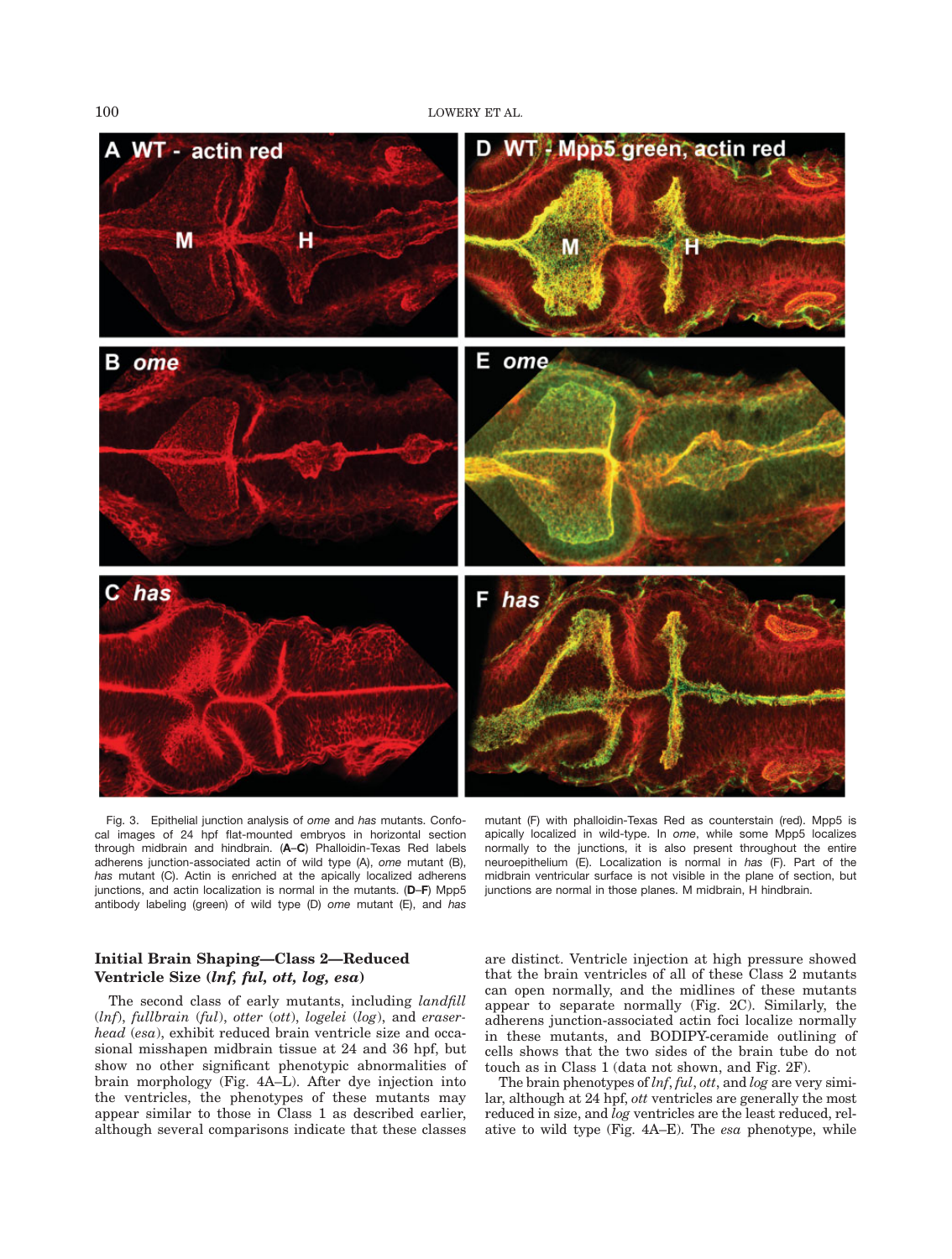Fig. 3. Epithelial junction analysis of *ome* and *has* mutants. Confocal images of 24 hpf flat-mounted embryos in horizontal section through midbrain and hindbrain. (**A–C**) Phalloidin-Texas Red labels adherens junction-associated actin of wild type (A), *ome* mutant (B), *has* mutant (C). Actin is enriched at the apically localized adherens junctions, and actin localization is normal in the mutants. (**D–F**) Mpp5 antibody labeling (green) of wild type (D) *ome* mutant (E), and *has* mutant (F) with phalloidin-Texas Red as counterstain (red). Mpp5 is apically localized in wild-type. In *ome*, while some Mpp5 localizes normally to the junctions, it is also present throughout the entire neuroepithelium (E). Localization is normal in *has* (F). Part of the midbrain ventricular surface is not visible in the plane of section, but junctions are normal in those planes. M midbrain, H hindbrain.

### Initial Brain Shaping—Class 2—Reduced Ventricle Size (*lnf, ful, ott, log, esa*)

The second class of early mutants, including *landfill* (*lnf*), *fullbrain* (*ful*), *otter* (*ott*), *logelei* (*log*), and *eraserhead* (*esa*), exhibit reduced brain ventricle size and occasional misshapen midbrain tissue at 24 and 36 hpf, but show no other significant phenotypic abnormalities of brain morphology (Fig. 4A–L). After dye injection into the ventricles, the phenotypes of these mutants may appear similar to those in Class 1 as described earlier, although several comparisons indicate that these classes are distinct. Ventricle injection at high pressure showed that the brain ventricles of all of these Class 2 mutants can open normally, and the midlines of these mutants appear to separate normally (Fig. 2C). Similarly, the adherens junction-associated actin foci localize normally in these mutants, and BODIPY-ceramide outlining of cells shows that the two sides of the brain tube do not touch as in Class 1 (data not shown, and Fig. 2F).

The brain phenotypes of *lnf*, *ful*, *ott*, and *log* are very similar, although at 24 hpf, *ott* ventricles are generally the most reduced in size, and *log* ventricles are the least reduced, relative to wild type (Fig. 4A–E). The *esa* phenotype, while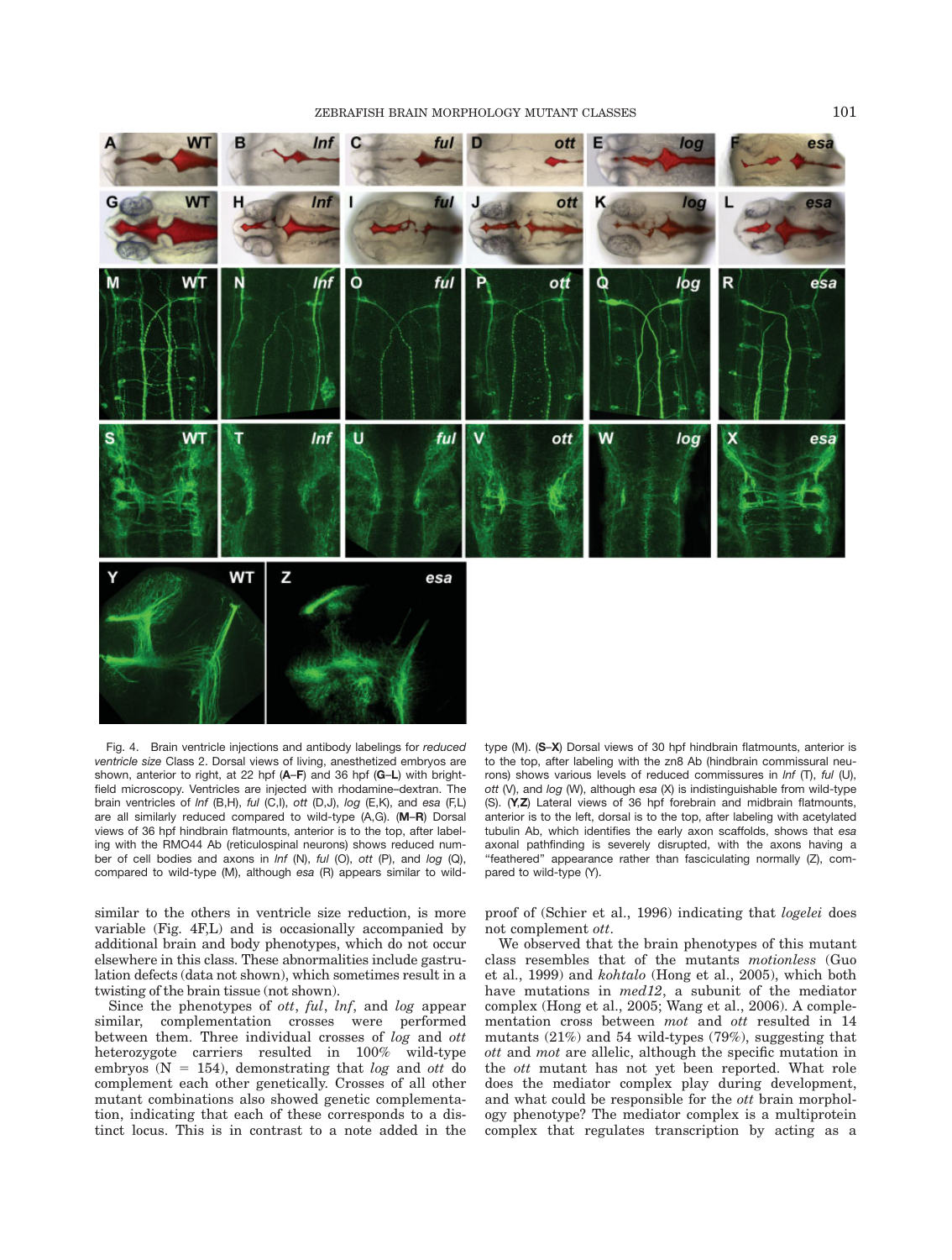Fig. 4. Brain ventricle injections and antibody labelings for *reduced ventricle size* Class 2. Dorsal views of living, anesthetized embryos are shown, anterior to right, at 22 hpf (**A–F**) and 36 hpf (**G–L**) with brightfield microscopy. Ventricles are injected with rhodamine–dextran. The brain ventricles of *lnf* (B,H), *ful* (C,I), *ott* (D,J), *log* (E,K), and *esa* (F,L) are all similarly reduced compared to wild-type (A,G). (**M–R**) Dorsal views of 36 hpf hindbrain flatmounts, anterior is to the top, after labeling with the RMO44 Ab (reticulospinal neurons) shows reduced number of cell bodies and axons in *lnf* (N), *ful* (O), *ott* (P), and *log* (Q), compared to wild-type (M), although *esa* (R) appears similar to wild-type (M). (**S–X**) Dorsal views of 30 hpf hindbrain flatmounts, anterior is to the top, after labeling with the zn8 Ab (hindbrain commissural neurons) shows various levels of reduced commissures in *lnf* (T), *ful* (U), *ott* (V), and *log* (W), although *esa* (X) is indistinguishable from wild-type (S). (**Y**,**Z**) Lateral views of 36 hpf forebrain and midbrain flatmounts, anterior is to the left, dorsal is to the top, after labeling with acetylated tubulin Ab, which identifies the early axon scaffolds, shows that *esa* axonal pathfinding is severely disrupted, with the axons having a "feathered" appearance rather than fasciculating normally (Z), compared to wild-type (Y).

similar to the others in ventricle size reduction, is more variable (Fig. 4F,L) and is occasionally accompanied by additional brain and body phenotypes, which do not occur elsewhere in this class. These abnormalities include gastrulation defects (data not shown), which sometimes result in a twisting of the brain tissue (not shown).

Since the phenotypes of *ott*, *ful*, *lnf*, and *log* appear similar, complementation crosses were performed between them. Three individual crosses of *log* and *ott* heterozygote carriers resulted in 100% wild-type embryos (N = 154), demonstrating that *log* and *ott* do complement each other genetically. Crosses of all other mutant combinations also showed genetic complementation, indicating that each of these corresponds to a distinct locus. This is in contrast to a note added in the proof of (Schier et al., 1996) indicating that *logelei* does not complement *ott*.

We observed that the brain phenotypes of this mutant class resembles that of the mutants *motionless* (Guo et al., 1999) and *kohtalo* (Hong et al., 2005), which both have mutations in *med12*, a subunit of the mediator complex (Hong et al., 2005; Wang et al., 2006). A complementation cross between *mot* and *ott* resulted in 14 mutants (21%) and 54 wild-types (79%), suggesting that *ott* and *mot* are allelic, although the specific mutation in the *ott* mutant has not yet been reported. What role does the mediator complex play during development, and what could be responsible for the *ott* brain morphology phenotype? The mediator complex is a multiprotein complex that regulates transcription by acting as a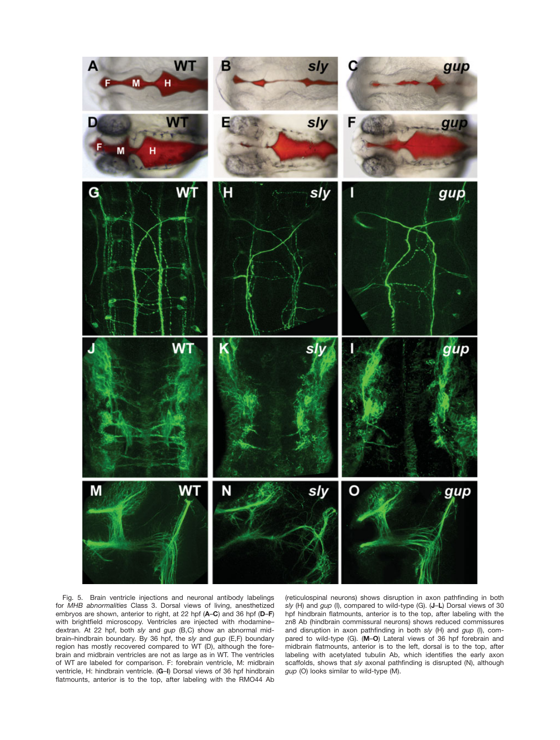Fig. 5. Brain ventricle injections and neuronal antibody labelings for *MHB abnormalities* Class 3. Dorsal views of living, anesthetized embryos are shown, anterior to right, at 22 hpf (**A–C**) and 36 hpf (**D–F**) with brightfield microscopy. Ventricles are injected with rhodamine–dextran. At 22 hpf, both *sly* and *gup* (B,C) show an abnormal midbrain–hindbrain boundary. By 36 hpf, the *sly* and *gup* (E,F) boundary region has mostly recovered compared to WT (D), although the forebrain and midbrain ventricles are not as large as in WT. The ventricles of WT are labeled for comparison. F: forebrain ventricle, M: midbrain ventricle, H: hindbrain ventricle. (**G–I**) Dorsal views of 36 hpf hindbrain flatmounts, anterior is to the top, after labeling with the RMO44 Ab (reticulospinal neurons) shows disruption in axon pathfinding in both *sly* (H) and *gup* (I), compared to wild-type (G). (**J–L**) Dorsal views of 30 hpf hindbrain flatmounts, anterior is to the top, after labeling with the zn8 Ab (hindbrain commissural neurons) shows reduced commissures and disruption in axon pathfinding in both *sly* (H) and *gup* (I), compared to wild-type (G). (**M–O**) Lateral views of 36 hpf forebrain and midbrain flatmounts, anterior is to the left, dorsal is to the top, after labeling with acetylated tubulin Ab, which identifies the early axon scaffolds, shows that *sly* axonal pathfinding is disrupted (N), although *gup* (O) looks similar to wild-type (M).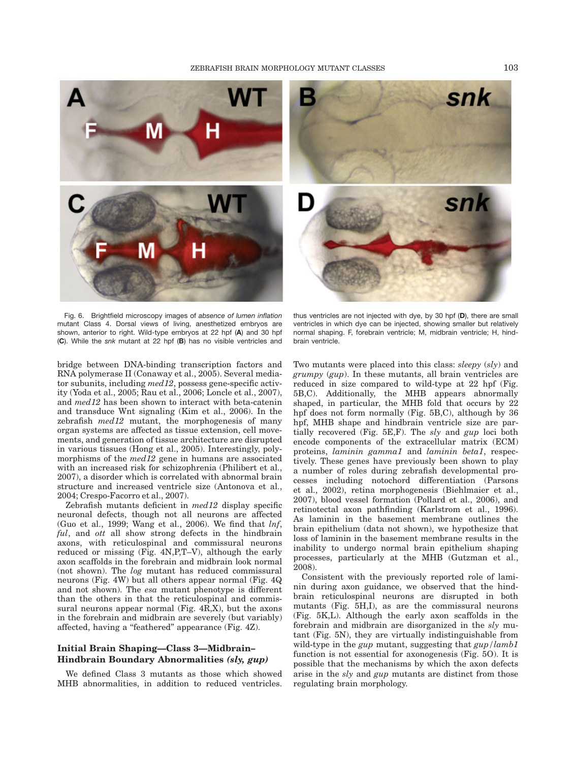Fig. 6. Brightfield microscopy images of *absence of lumen inflation* mutant Class 4. Dorsal views of living, anesthetized embryos are shown, anterior to right. Wild-type embryos at 22 hpf (**A**) and 30 hpf (**C**). While the *snk* mutant at 22 hpf (**B**) has no visible ventricles and thus ventricles are not injected with dye, by 30 hpf (**D**), there are small ventricles in which dye can be injected, showing smaller but relatively normal shaping. F, forebrain ventricle; M, midbrain ventricle; H, hindbrain ventricle.

bridge between DNA-binding transcription factors and RNA polymerase II (Conaway et al., 2005). Several mediator subunits, including *med12*, possess gene-specific activity (Yoda et al., 2005; Rau et al., 2006; Loncle et al., 2007), and *med12* has been shown to interact with beta-catenin and transduce Wnt signaling (Kim et al., 2006). In the zebrafish *med12* mutant, the morphogenesis of many organ systems are affected as tissue extension, cell movements, and generation of tissue architecture are disrupted in various tissues (Hong et al., 2005). Interestingly, polymorphisms of the *med12* gene in humans are associated with an increased risk for schizophrenia (Philibert et al., 2007), a disorder which is correlated with abnormal brain structure and increased ventricle size (Antonova et al., 2004; Crespo-Facorro et al., 2007).

Zebrafish mutants deficient in *med12* display specific neuronal defects, though not all neurons are affected (Guo et al., 1999; Wang et al., 2006). We find that *lnf*, *ful*, and *ott* all show strong defects in the hindbrain axons, with reticulospinal and commissural neurons reduced or missing (Fig. 4N,P,T–V), although the early axon scaffolds in the forebrain and midbrain look normal (not shown). The *log* mutant has reduced commissural neurons (Fig. 4W) but all others appear normal (Fig. 4Q and not shown). The *esa* mutant phenotype is different than the others in that the reticulospinal and commissural neurons appear normal (Fig. 4R,X), but the axons in the forebrain and midbrain are severely (but variably) affected, having a "feathered" appearance (Fig. 4Z).

## Initial Brain Shaping—Class 3—Midbrain–Hindbrain Boundary Abnormalities *(sly, gup)*

We defined Class 3 mutants as those which showed MHB abnormalities, in addition to reduced ventricles. Two mutants were placed into this class: *sleepy* (*sly*) and *grumpy* (*gup*). In these mutants, all brain ventricles are reduced in size compared to wild-type at 22 hpf (Fig. 5B,C). Additionally, the MHB appears abnormally shaped, in particular, the MHB fold that occurs by 22 hpf does not form normally (Fig. 5B,C), although by 36 hpf, MHB shape and hindbrain ventricle size are partially recovered (Fig. 5E,F). The *sly* and *gup* loci both encode components of the extracellular matrix (ECM) proteins, *laminin gamma1* and *laminin beta1*, respectively. These genes have previously been shown to play a number of roles during zebrafish developmental processes including notochord differentiation (Parsons et al., 2002), retina morphogenesis (Biehlmaier et al., 2007), blood vessel formation (Pollard et al., 2006), and retinotectal axon pathfinding (Karlstrom et al., 1996). As laminin in the basement membrane outlines the brain epithelium (data not shown), we hypothesize that loss of laminin in the basement membrane results in the inability to undergo normal brain epithelium shaping processes, particularly at the MHB (Gutzman et al., 2008).

Consistent with the previously reported role of laminin during axon guidance, we observed that the hindbrain reticulospinal neurons are disrupted in both mutants (Fig. 5H,I), as are the commissural neurons (Fig. 5K,L). Although the early axon scaffolds in the forebrain and midbrain are disorganized in the *sly* mutant (Fig. 5N), they are virtually indistinguishable from wild-type in the *gup* mutant, suggesting that *gup*/*lamb1* function is not essential for axonogenesis (Fig. 5O). It is possible that the mechanisms by which the axon defects arise in the *sly* and *gup* mutants are distinct from those regulating brain morphology.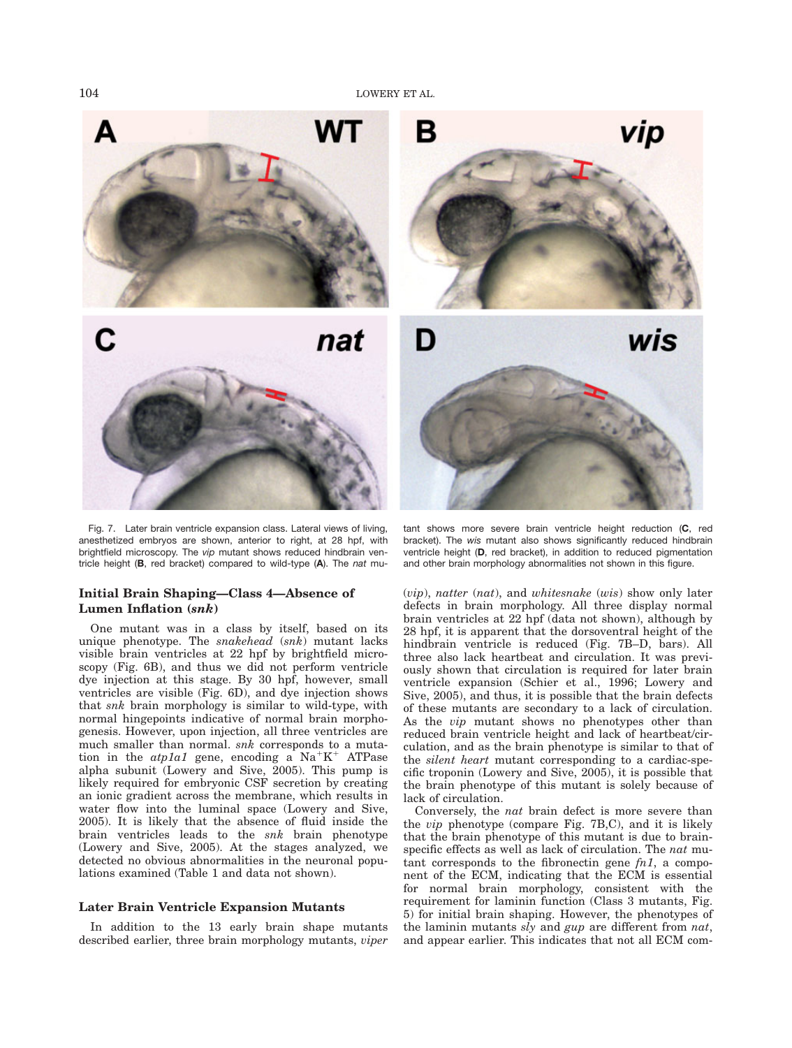Fig. 7. Later brain ventricle expansion class. Lateral views of living, anesthetized embryos are shown, anterior to right, at 28 hpf, with brightfield microscopy. The *vip* mutant shows reduced hindbrain ventricle height (**B**, red bracket) compared to wild-type (**A**). The *nat* mutant shows more severe brain ventricle height reduction (**C**, red bracket). The *wis* mutant also shows significantly reduced hindbrain ventricle height (**D**, red bracket), in addition to reduced pigmentation and other brain morphology abnormalities not shown in this figure.

### Initial Brain Shaping—Class 4—Absence of Lumen Inflation (*snk*)

One mutant was in a class by itself, based on its unique phenotype. The *snakehead* (*snk*) mutant lacks visible brain ventricles at 22 hpf by brightfield microscopy (Fig. 6B), and thus we did not perform ventricle dye injection at this stage. By 30 hpf, however, small ventricles are visible (Fig. 6D), and dye injection shows that *snk* brain morphology is similar to wild-type, with normal hingepoints indicative of normal brain morphogenesis. However, upon injection, all three ventricles are much smaller than normal. *snk* corresponds to a mutation in the *atp1a1* gene, encoding a $Na^+K^+$ ATPase alpha subunit (Lowery and Sive, 2005). This pump is likely required for embryonic CSF secretion by creating an ionic gradient across the membrane, which results in water flow into the luminal space (Lowery and Sive, 2005). It is likely that the absence of fluid inside the brain ventricles leads to the *snk* brain phenotype (Lowery and Sive, 2005). At the stages analyzed, we detected no obvious abnormalities in the neuronal populations examined (Table 1 and data not shown).

### Later Brain Ventricle Expansion Mutants

In addition to the 13 early brain shape mutants described earlier, three brain morphology mutants, *viper* (*vip*), *natter* (*nat*), and *whitesnake* (*wis*) show only later defects in brain morphology. All three display normal brain ventricles at 22 hpf (data not shown), although by 28 hpf, it is apparent that the dorsoventral height of the hindbrain ventricle is reduced (Fig. 7B–D, bars). All three also lack heartbeat and circulation. It was previously shown that circulation is required for later brain ventricle expansion (Schier et al., 1996; Lowery and Sive, 2005), and thus, it is possible that the brain defects of these mutants are secondary to a lack of circulation. As the *vip* mutant shows no phenotypes other than reduced brain ventricle height and lack of heartbeat/circulation, and as the brain phenotype is similar to that of the *silent heart* mutant corresponding to a cardiac-specific troponin (Lowery and Sive, 2005), it is possible that the brain phenotype of this mutant is solely because of lack of circulation.

Conversely, the *nat* brain defect is more severe than the *vip* phenotype (compare Fig. 7B,C), and it is likely that the brain phenotype of this mutant is due to brain-specific effects as well as lack of circulation. The *nat* mutant corresponds to the fibronectin gene *fn1*, a component of the ECM, indicating that the ECM is essential for normal brain morphology, consistent with the requirement for laminin function (Class 3 mutants, Fig. 5) for initial brain shaping. However, the phenotypes of the laminin mutants *sly* and *gup* are different from *nat*, and appear earlier. This indicates that not all ECM com-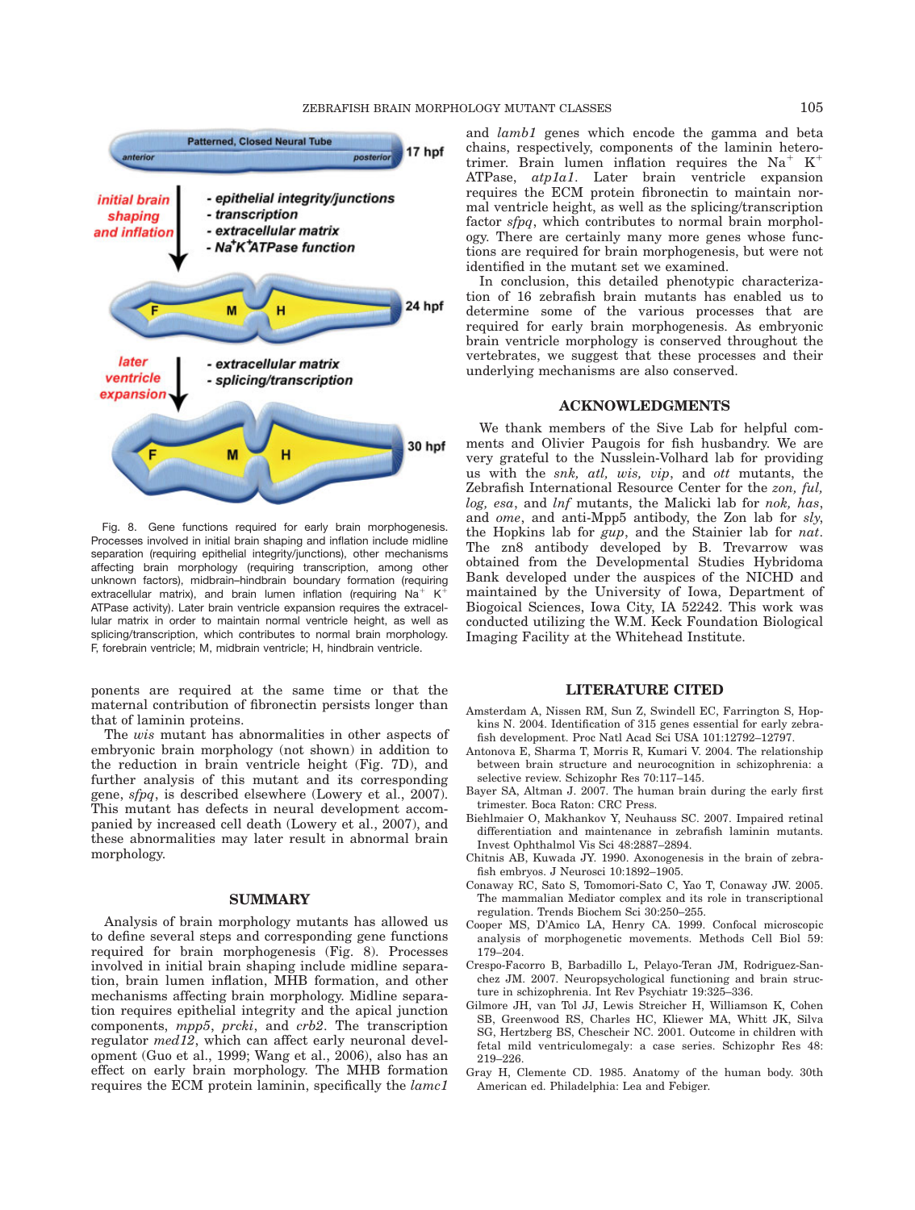Fig. 8. Gene functions required for early brain morphogenesis. Processes involved in initial brain shaping and inflation include midline separation (requiring epithelial integrity/junctions), other mechanisms affecting brain morphology (requiring transcription, among other unknown factors), midbrain–hindbrain boundary formation (requiring extracellular matrix), and brain lumen inflation (requiring $Na^+$ $K^+$ ATPase activity). Later brain ventricle expansion requires the extracellular matrix in order to maintain normal ventricle height, as well as splicing/transcription, which contributes to normal brain morphology. F, forebrain ventricle; M, midbrain ventricle; H, hindbrain ventricle.

ponents are required at the same time or that the maternal contribution of fibronectin persists longer than that of laminin proteins.

The *wis* mutant has abnormalities in other aspects of embryonic brain morphology (not shown) in addition to the reduction in brain ventricle height (Fig. 7D), and further analysis of this mutant and its corresponding gene, *sfpq*, is described elsewhere (Lowery et al., 2007). This mutant has defects in neural development accompanied by increased cell death (Lowery et al., 2007), and these abnormalities may later result in abnormal brain morphology.

## SUMMARY

Analysis of brain morphology mutants has allowed us to define several steps and corresponding gene functions required for brain morphogenesis (Fig. 8). Processes involved in initial brain shaping include midline separation, brain lumen inflation, MHB formation, and other mechanisms affecting brain morphology. Midline separation requires epithelial integrity and the apical junction components, *mpp5*, *prcki*, and *crb2*. The transcription regulator *med12*, which can affect early neuronal development (Guo et al., 1999; Wang et al., 2006), also has an effect on early brain morphology. The MHB formation requires the ECM protein laminin, specifically the *lamc1* and *lamb1* genes which encode the gamma and beta chains, respectively, components of the laminin heterotrimer. Brain lumen inflation requires the $Na^+$ $K^+$ ATPase, *atp1a1*. Later brain ventricle expansion requires the ECM protein fibronectin to maintain normal ventricle height, as well as the splicing/transcription factor *sfpq*, which contributes to normal brain morphology. There are certainly many more genes whose functions are required for brain morphogenesis, but were not identified in the mutant set we examined.

In conclusion, this detailed phenotypic characterization of 16 zebrafish brain mutants has enabled us to determine some of the various processes that are required for early brain morphogenesis. As embryonic brain ventricle morphology is conserved throughout the vertebrates, we suggest that these processes and their underlying mechanisms are also conserved.

## ACKNOWLEDGMENTS

We thank members of the Sive Lab for helpful comments and Olivier Paugois for fish husbandry. We are very grateful to the Nusslein-Volhard lab for providing us with the *snk, atl, wis, vip*, and *ott* mutants, the Zebrafish International Resource Center for the *zon, ful, log, esa*, and *lnf* mutants, the Malicki lab for *nok, has*, and *ome*, and anti-Mpp5 antibody, the Zon lab for *sly*, the Hopkins lab for *gup*, and the Stainier lab for *nat*. The zn8 antibody developed by B. Trevarrow was obtained from the Developmental Studies Hybridoma Bank developed under the auspices of the NICHD and maintained by the University of Iowa, Department of Biogoical Sciences, Iowa City, IA 52242. This work was conducted utilizing the W.M. Keck Foundation Biological Imaging Facility at the Whitehead Institute.

## LITERATURE CITED

Amsterdam A, Nissen RM, Sun Z, Swindell EC, Farrington S, Hopkins N. 2004. Identification of 315 genes essential for early zebrafish development. Proc Natl Acad Sci USA 101:12792–12797.

Antonova E, Sharma T, Morris R, Kumari V. 2004. The relationship between brain structure and neurocognition in schizophrenia: a selective review. Schizophr Res 70:117–145.

Bayer SA, Altman J. 2007. The human brain during the early first trimester. Boca Raton: CRC Press.

Biehlmaier O, Makhankov Y, Neuhauss SC. 2007. Impaired retinal differentiation and maintenance in zebrafish laminin mutants. Invest Ophthalmol Vis Sci 48:2887–2894.

Chitnis AB, Kuwada JY. 1990. Axonogenesis in the brain of zebrafish embryos. J Neurosci 10:1892–1905.

Conaway RC, Sato S, Tomomori-Sato C, Yao T, Conaway JW. 2005. The mammalian Mediator complex and its role in transcriptional regulation. Trends Biochem Sci 30:250–255.

Cooper MS, D'Amico LA, Henry CA. 1999. Confocal microscopic analysis of morphogenetic movements. Methods Cell Biol 59: 179–204.

Crespo-Facorro B, Barbadillo L, Pelayo-Teran JM, Rodriguez-Sanchez JM. 2007. Neuropsychological functioning and brain structure in schizophrenia. Int Rev Psychiatr 19:325–336.

Gilmore JH, van Tol JJ, Lewis Streicher H, Williamson K, Cohen SB, Greenwood RS, Charles HC, Kliewer MA, Whitt JK, Silva SG, Hertzberg BS, Chescheir NC. 2001. Outcome in children with fetal mild ventriculomegaly: a case series. Schizophr Res 48: 219–226.

Gray H, Clemente CD. 1985. Anatomy of the human body. 30th American ed. Philadelphia: Lea and Febiger.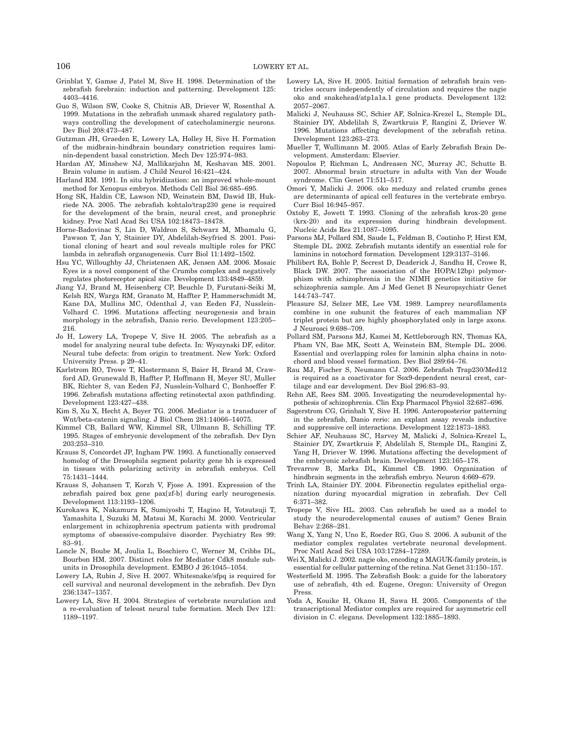Grinblat Y, Gamse J, Patel M, Sive H. 1998. Determination of the zebrafish forebrain: induction and patterning. Development 125: 4403–4416.

Guo S, Wilson SW, Cooke S, Chitnis AB, Driever W, Rosenthal A. 1999. Mutations in the zebrafish unmask shared regulatory pathways controlling the development of catecholaminergic neurons. Dev Biol 208:473–487.

Gutzman JH, Graeden E, Lowery LA, Holley H, Sive H. Formation of the midbrain-hindbrain boundary constriction requires laminin-dependent basal constriction. Mech Dev 125:974–983.

Hardan AY, Minshew NJ, Mallikarjuhn M, Keshavan MS. 2001. Brain volume in autism. J Child Neurol 16:421–424.

Harland RM. 1991. In situ hybridization: an improved whole-mount method for Xenopus embryos. Methods Cell Biol 36:685–695.

Hong SK, Haldin CE, Lawson ND, Weinstein BM, Dawid IB, Hukriede NA. 2005. The zebrafish kohtalo/trap230 gene is required for the development of the brain, neural crest, and pronephric kidney. Proc Natl Acad Sci USA 102:18473–18478.

Horne-Badovinac S, Lin D, Waldron S, Schwarz M, Mbamalu G, Pawson T, Jan Y, Stainier DY, Abdelilah-Seyfried S. 2001. Positional cloning of heart and soul reveals multiple roles for PKC lambda in zebrafish organogenesis. Curr Biol 11:1492–1502.

Hsu YC, Willoughby JJ, Christensen AK, Jensen AM. 2006. Mosaic Eyes is a novel component of the Crumbs complex and negatively regulates photoreceptor apical size. Development 133:4849–4859.

Jiang YJ, Brand M, Heisenberg CP, Beuchle D, Furutani-Seiki M, Kelsh RN, Warga RM, Granato M, Haffter P, Hammerschmidt M, Kane DA, Mullins MC, Odenthal J, van Eeden FJ, Nusslein-Volhard C. 1996. Mutations affecting neurogenesis and brain morphology in the zebrafish, Danio rerio. Development 123:205–216.

Jo H, Lowery LA, Tropepe V, Sive H. 2005. The zebrafish as a model for analyzing neural tube defects. In: Wyszynski DF, editor. Neural tube defects: from origin to treatment. New York: Oxford University Press. p 29–41.

Karlstrom RO, Trowe T, Klostermann S, Baier H, Brand M, Crawford AD, Grunewald B, Haffter P, Hoffmann H, Meyer SU, Muller BK, Richter S, van Eeden FJ, Nusslein-Volhard C, Bonhoeffer F. 1996. Zebrafish mutations affecting retinotectal axon pathfinding. Development 123:427–438.

Kim S, Xu X, Hecht A, Boyer TG. 2006. Mediator is a transducer of Wnt/beta-catenin signaling. J Biol Chem 281:14066–14075.

Kimmel CB, Ballard WW, Kimmel SR, Ullmann B, Schilling TF. 1995. Stages of embryonic development of the zebrafish. Dev Dyn 203:253–310.

Krauss S, Concordet JP, Ingham PW. 1993. A functionally conserved homolog of the Drosophila segment polarity gene hh is expressed in tissues with polarizing activity in zebrafish embryos. Cell 75:1431–1444.

Krauss S, Johansen T, Korzh V, Fjose A. 1991. Expression of the zebrafish paired box gene pax[zf-b] during early neurogenesis. Development 113:1193–1206.

Kurokawa K, Nakamura K, Sumiyoshi T, Hagino H, Yotsutsuji T, Yamashita I, Suzuki M, Matsui M, Kurachi M. 2000. Ventricular enlargement in schizophrenia spectrum patients with prodromal symptoms of obsessive-compulsive disorder. Psychiatry Res 99: 83–91.

Loncle N, Boube M, Joulia L, Boschiero C, Werner M, Cribbs DL, Bourbon HM. 2007. Distinct roles for Mediator Cdk8 module subunits in Drosophila development. EMBO J 26:1045–1054.

Lowery LA, Rubin J, Sive H. 2007. Whitesnake/sfpq is required for cell survival and neuronal development in the zebrafish. Dev Dyn 236:1347–1357.

Lowery LA, Sive H. 2004. Strategies of vertebrate neurulation and a re-evaluation of teleost neural tube formation. Mech Dev 121: 1189–1197.

Lowery LA, Sive H. 2005. Initial formation of zebrafish brain ventricles occurs independently of circulation and requires the nagie oko and snakehead/atp1a1a.1 gene products. Development 132: 2057–2067.

Malicki J, Neuhauss SC, Schier AF, Solnica-Krezel L, Stemple DL, Stainier DY, Abdelilah S, Zwartkruis F, Rangini Z, Driever W. 1996. Mutations affecting development of the zebrafish retina. Development 123:263–273.

Mueller T, Wullimann M. 2005. Atlas of Early Zebrafish Brain Development. Amsterdam: Elsevier.

Nopoulos P, Richman L, Andreasen NC, Murray JC, Schutte B. 2007. Abnormal brain structure in adults with Van der Woude syndrome. Clin Genet 71:511–517.

Omori Y, Malicki J. 2006. oko meduzy and related crumbs genes are determinants of apical cell features in the vertebrate embryo. Curr Biol 16:945–957.

Oxtoby E, Jowett T. 1993. Cloning of the zebrafish krox-20 gene (krx-20) and its expression during hindbrain development. Nucleic Acids Res 21:1087–1095.

Parsons MJ, Pollard SM, Saude L, Feldman B, Coutinho P, Hirst EM, Stemple DL. 2002. Zebrafish mutants identify an essential role for laminins in notochord formation. Development 129:3137–3146.

Philibert RA, Bohle P, Secrest D, Deaderick J, Sandhu H, Crowe R, Black DW. 2007. The association of the HOPA(12bp) polymorphism with schizophrenia in the NIMH genetics initiative for schizophrenia sample. Am J Med Genet B Neuropsychiatr Genet 144:743–747.

Pleasure SJ, Selzer ME, Lee VM. 1989. Lamprey neurofilaments combine in one subunit the features of each mammalian NF triplet protein but are highly phosphorylated only in large axons. J Neurosci 9:698–709.

Pollard SM, Parsons MJ, Kamei M, Kettleborough RN, Thomas KA, Pham VN, Bae MK, Scott A, Weinstein BM, Stemple DL. 2006. Essential and overlapping roles for laminin alpha chains in notochord and blood vessel formation. Dev Biol 289:64–76.

Rau MJ, Fischer S, Neumann CJ. 2006. Zebrafish Trap230/Med12 is required as a coactivator for Sox9-dependent neural crest, cartilage and ear development. Dev Biol 296:83–93.

Rehn AE, Rees SM. 2005. Investigating the neurodevelopmental hypothesis of schizophrenia. Clin Exp Pharmacol Physiol 32:687–696.

Sagerstrom CG, Grinbalt Y, Sive H. 1996. Anteroposterior patterning in the zebrafish, Danio rerio: an explant assay reveals inductive and suppressive cell interactions. Development 122:1873–1883.

Schier AF, Neuhauss SC, Harvey M, Malicki J, Solnica-Krezel L, Stainier DY, Zwartkruis F, Abdelilah S, Stemple DL, Rangini Z, Yang H, Driever W. 1996. Mutations affecting the development of the embryonic zebrafish brain. Development 123:165–178.

Trevarrow B, Marks DL, Kimmel CB. 1990. Organization of hindbrain segments in the zebrafish embryo. Neuron 4:669–679.

Trinh LA, Stainier DY. 2004. Fibronectin regulates epithelial organization during myocardial migration in zebrafish. Dev Cell 6:371–382.

Tropepe V, Sive HL. 2003. Can zebrafish be used as a model to study the neurodevelopmental causes of autism? Genes Brain Behav 2:268–281.

Wang X, Yang N, Uno E, Roeder RG, Guo S. 2006. A subunit of the mediator complex regulates vertebrate neuronal development. Proc Natl Acad Sci USA 103:17284–17289.

Wei X, Malicki J. 2002. nagie oko, encoding a MAGUK-family protein, is essential for cellular patterning of the retina. Nat Genet 31:150–157.

Westerfield M. 1995. The Zebrafish Book: a guide for the laboratory use of zebrafish, 4th ed. Eugene, Oregon: University of Oregon Press.

Yoda A, Kouike H, Okano H, Sawa H. 2005. Components of the transcriptional Mediator complex are required for asymmetric cell division in C. elegans. Development 132:1885–1893.